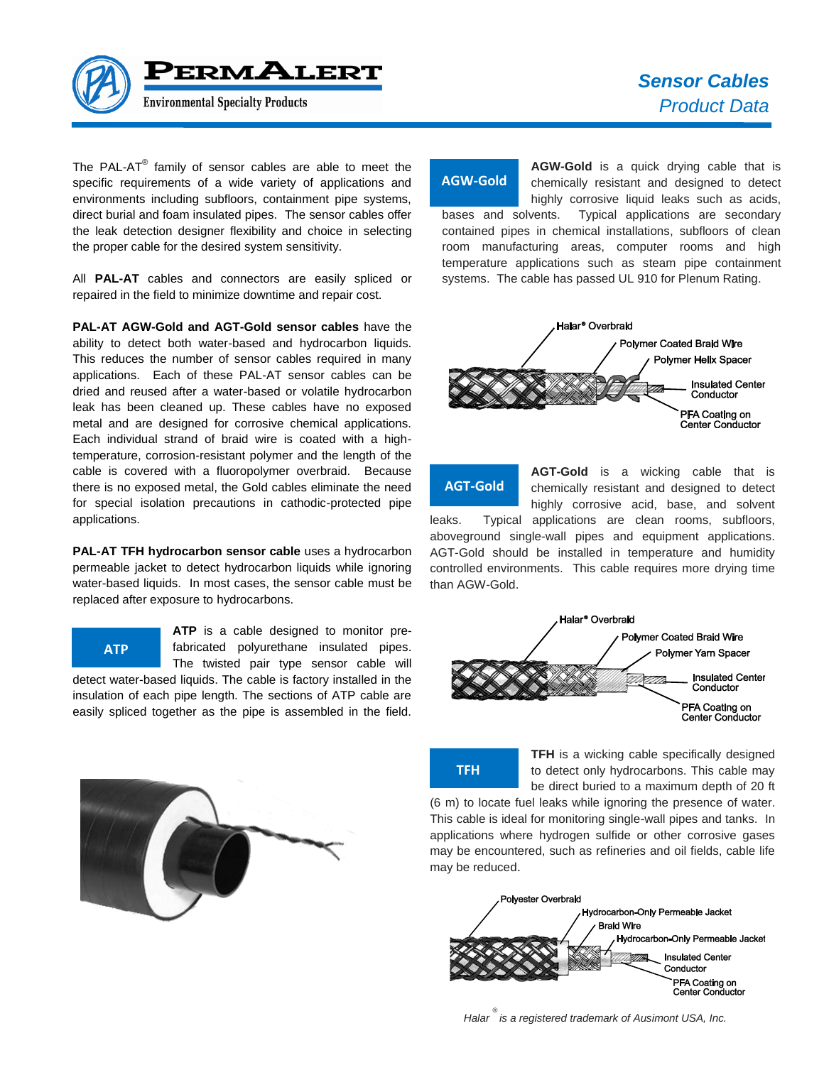# Sensor Cables
## Product Data

The PAL-AT® family of sensor cables are able to meet the specific requirements of a wide variety of applications and environments including subfloors, containment pipe systems, direct burial and foam insulated pipes. The sensor cables offer the leak detection designer flexibility and choice in selecting the proper cable for the desired system sensitivity.

All **PAL-AT** cables and connectors are easily spliced or repaired in the field to minimize downtime and repair cost.

**PAL-AT AGW-Gold and AGT-Gold sensor cables** have the ability to detect both water-based and hydrocarbon liquids. This reduces the number of sensor cables required in many applications. Each of these PAL-AT sensor cables can be dried and reused after a water-based or volatile hydrocarbon leak has been cleaned up. These cables have no exposed metal and are designed for corrosive chemical applications. Each individual strand of braid wire is coated with a high-temperature, corrosion-resistant polymer and the length of the cable is covered with a fluoropolymer overbraid. Because there is no exposed metal, the Gold cables eliminate the need for special isolation precautions in cathodic-protected pipe applications.

**PAL-AT TFH hydrocarbon sensor cable** uses a hydrocarbon permeable jacket to detect hydrocarbon liquids while ignoring water-based liquids. In most cases, the sensor cable must be replaced after exposure to hydrocarbons.

### ATP

**ATP** is a cable designed to monitor pre-fabricated polyurethane insulated pipes. The twisted pair type sensor cable will detect water-based liquids. The cable is factory installed in the insulation of each pipe length. The sections of ATP cable are easily spliced together as the pipe is assembled in the field.

### AGW-Gold

**AGW-Gold** is a quick drying cable that is chemically resistant and designed to detect highly corrosive liquid leaks such as acids, bases and solvents. Typical applications are secondary contained pipes in chemical installations, subfloors of clean room manufacturing areas, computer rooms and high temperature applications such as steam pipe containment systems. The cable has passed UL 910 for Plenum Rating.

Halar® Overbraid
Polymer Coated Braid Wire
Polymer Helix Spacer
Insulated Center Conductor
PFA Coating on Center Conductor

### AGT-Gold

**AGT-Gold** is a wicking cable that is chemically resistant and designed to detect highly corrosive acid, base, and solvent leaks. Typical applications are clean rooms, subfloors, aboveground single-wall pipes and equipment applications. AGT-Gold should be installed in temperature and humidity controlled environments. This cable requires more drying time than AGW-Gold.

Halar® Overbraid
Polymer Coated Braid Wire
Polymer Yarn Spacer
Insulated Center Conductor
PFA Coating on Center Conductor

### TFH

**TFH** is a wicking cable specifically designed to detect only hydrocarbons. This cable may be direct buried to a maximum depth of 20 ft (6 m) to locate fuel leaks while ignoring the presence of water. This cable is ideal for monitoring single-wall pipes and tanks. In applications where hydrogen sulfide or other corrosive gases may be encountered, such as refineries and oil fields, cable life may be reduced.

Polyester Overbraid
Hydrocarbon-Only Permeable Jacket
Braid Wire
Hydrocarbon-Only Permeable Jacket
Insulated Center Conductor
PFA Coating on Center Conductor

*Halar® is a registered trademark of Ausimont USA, Inc.*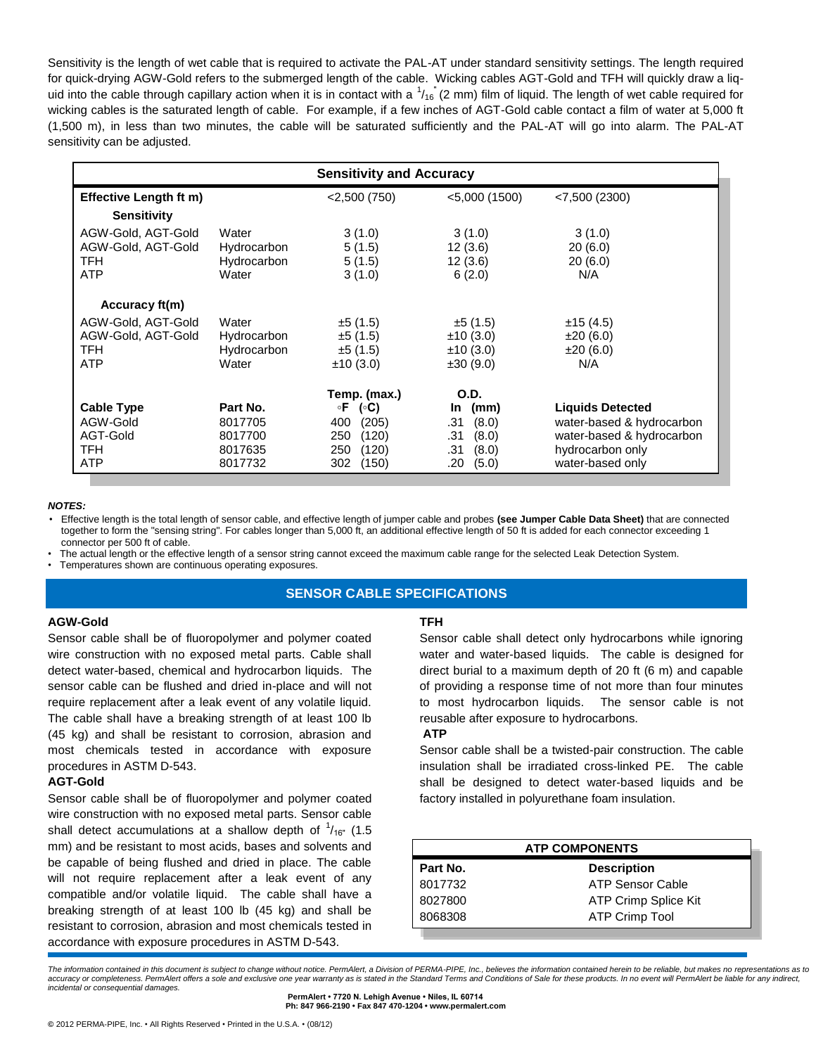Sensitivity is the length of wet cable that is required to activate the PAL-AT under standard sensitivity settings. The length required for quick-drying AGW-Gold refers to the submerged length of the cable. Wicking cables AGT-Gold and TFH will quickly draw a liquid into the cable through capillary action when it is in contact with a 1/16" (2 mm) film of liquid. The length of wet cable required for wicking cables is the saturated length of cable. For example, if a few inches of AGT-Gold cable contact a film of water at 5,000 ft (1,500 m), in less than two minutes, the cable will be saturated sufficiently and the PAL-AT will go into alarm. The PAL-AT sensitivity can be adjusted.

| Sensitivity and Accuracy | | | | |
|---|---|---|---|---|
| **Effective Length ft m)** | | <2,500 (750) | <5,000 (1500) | <7,500 (2300) |
| **Sensitivity** | | | | |
| AGW-Gold, AGT-Gold | Water | 3 (1.0) | 3 (1.0) | 3 (1.0) |
| AGW-Gold, AGT-Gold | Hydrocarbon | 5 (1.5) | 12 (3.6) | 20 (6.0) |
| TFH | Hydrocarbon | 5 (1.5) | 12 (3.6) | 20 (6.0) |
| ATP | Water | 3 (1.0) | 6 (2.0) | N/A |
| **Accuracy ft(m)** | | | | |
| AGW-Gold, AGT-Gold | Water | ±5 (1.5) | ±5 (1.5) | ±15 (4.5) |
| AGW-Gold, AGT-Gold | Hydrocarbon | ±5 (1.5) | ±10 (3.0) | ±20 (6.0) |
| TFH | Hydrocarbon | ±5 (1.5) | ±10 (3.0) | ±20 (6.0) |
| ATP | Water | ±10 (3.0) | ±30 (9.0) | N/A |
| **Cable Type** | **Part No.** | **Temp. (max.) °F (°C)** | **O.D. In (mm)** | **Liquids Detected** |
| AGW-Gold | 8017705 | 400 (205) | .31 (8.0) | water-based & hydrocarbon |
| AGT-Gold | 8017700 | 250 (120) | .31 (8.0) | water-based & hydrocarbon |
| TFH | 8017635 | 250 (120) | .31 (8.0) | hydrocarbon only |
| ATP | 8017732 | 302 (150) | .20 (5.0) | water-based only |

***NOTES:***

- Effective length is the total length of sensor cable, and effective length of jumper cable and probes **(see Jumper Cable Data Sheet)** that are connected together to form the "sensing string". For cables longer than 5,000 ft, an additional effective length of 50 ft is added for each connector exceeding 1 connector per 500 ft of cable.
- The actual length or the effective length of a sensor string cannot exceed the maximum cable range for the selected Leak Detection System.
- Temperatures shown are continuous operating exposures.

## SENSOR CABLE SPECIFICATIONS

**AGW-Gold**

Sensor cable shall be of fluoropolymer and polymer coated wire construction with no exposed metal parts. Cable shall detect water-based, chemical and hydrocarbon liquids. The sensor cable can be flushed and dried in-place and will not require replacement after a leak event of any volatile liquid. The cable shall have a breaking strength of at least 100 lb (45 kg) and shall be resistant to corrosion, abrasion and most chemicals tested in accordance with exposure procedures in ASTM D-543.

**AGT-Gold**

Sensor cable shall be of fluoropolymer and polymer coated wire construction with no exposed metal parts. Sensor cable shall detect accumulations at a shallow depth of 1/16" (1.5 mm) and be resistant to most acids, bases and solvents and be capable of being flushed and dried in place. The cable will not require replacement after a leak event of any compatible and/or volatile liquid. The cable shall have a breaking strength of at least 100 lb (45 kg) and shall be resistant to corrosion, abrasion and most chemicals tested in accordance with exposure procedures in ASTM D-543.

**TFH**

Sensor cable shall detect only hydrocarbons while ignoring water and water-based liquids. The cable is designed for direct burial to a maximum depth of 20 ft (6 m) and capable of providing a response time of not more than four minutes to most hydrocarbon liquids. The sensor cable is not reusable after exposure to hydrocarbons.

**ATP**

Sensor cable shall be a twisted-pair construction. The cable insulation shall be irradiated cross-linked PE. The cable shall be designed to detect water-based liquids and be factory installed in polyurethane foam insulation.

| ATP COMPONENTS | |
|---|---|
| **Part No.** | **Description** |
| 8017732 | ATP Sensor Cable |
| 8027800 | ATP Crimp Splice Kit |
| 8068308 | ATP Crimp Tool |

*The information contained in this document is subject to change without notice. PermAlert, a Division of PERMA-PIPE, Inc., believes the information contained herein to be reliable, but makes no representations as to accuracy or completeness. PermAlert offers a sole and exclusive one year warranty as is stated in the Standard Terms and Conditions of Sale for these products. In no event will PermAlert be liable for any indirect, incidental or consequential damages.*

**PermAlert • 7720 N. Lehigh Avenue • Niles, IL 60714**
**Ph: 847 966-2190 • Fax 847 470-1204 • www.permalert.com**

© 2012 PERMA-PIPE, Inc. • All Rights Reserved • Printed in the U.S.A. • (08/12)